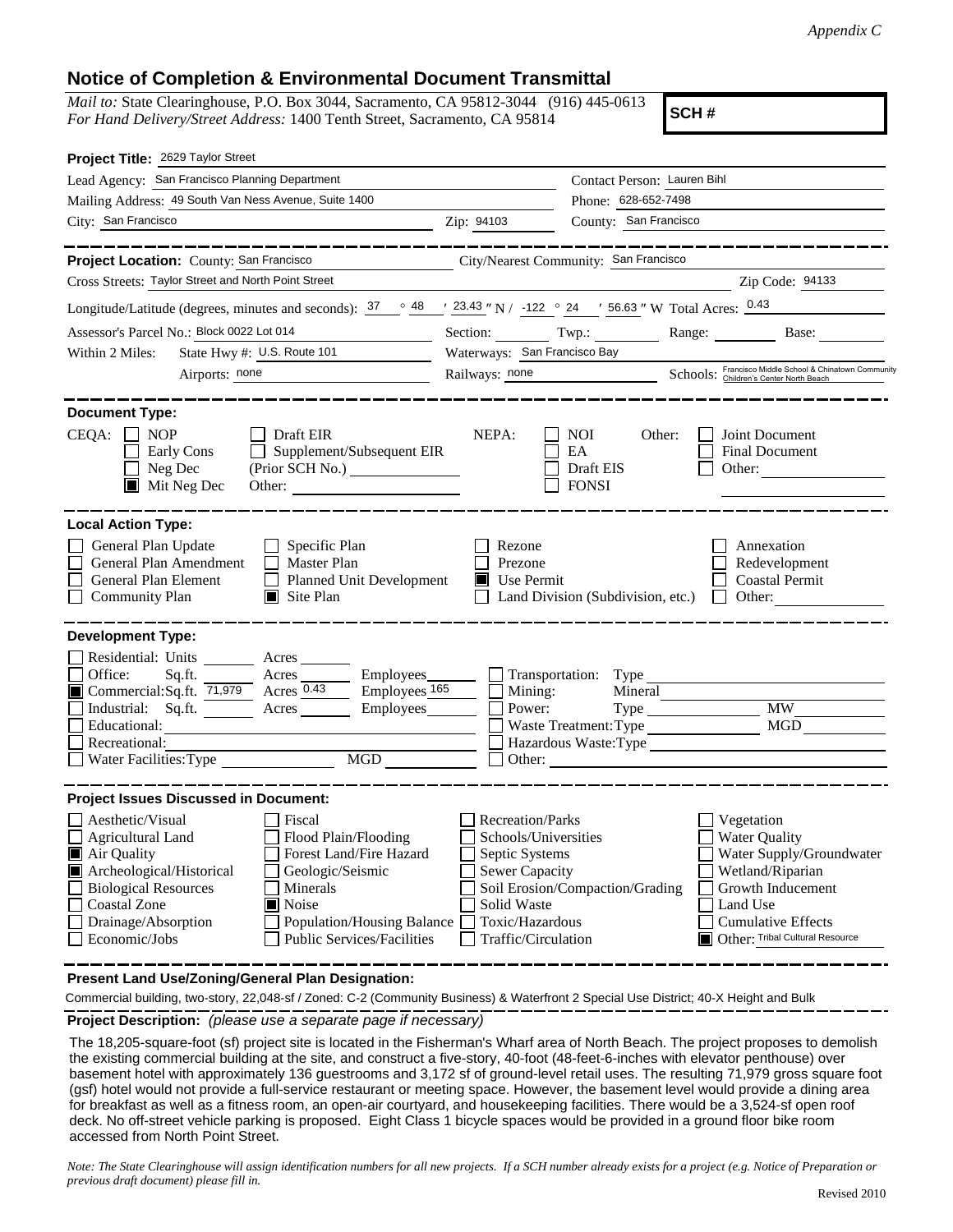*Appendix C*

# Notice of Completion & Environmental Document Transmittal

*Mail to:* State Clearinghouse, P.O. Box 3044, Sacramento, CA 95812-3044 (916) 445-0613
*For Hand Delivery/Street Address:* 1400 Tenth Street, Sacramento, CA 95814

**SCH #**

**Project Title:** 2629 Taylor Street

Lead Agency: San Francisco Planning Department
Contact Person: Lauren Bihl
Mailing Address: 49 South Van Ness Avenue, Suite 1400
Phone: 628-652-7498
City: San Francisco    Zip: 94103    County: San Francisco

**Project Location:** County: San Francisco    City/Nearest Community: San Francisco
Cross Streets: Taylor Street and North Point Street    Zip Code: 94133
Longitude/Latitude (degrees, minutes and seconds): 37 ° 48 ′ 23.43 ″ N / -122 ° 24 ′ 56.63 ″ W Total Acres: 0.43
Assessor's Parcel No.: Block 0022 Lot 014    Section: ______ Twp.: ______ Range: ______ Base: ______
Within 2 Miles: State Hwy #: U.S. Route 101    Waterways: San Francisco Bay
Airports: none    Railways: none    Schools: Francisco Middle School & Chinatown Community Children's Center North Beach

**Document Type:**

CEQA:
- ☐ NOP
- ☐ Early Cons
- ☐ Neg Dec
- ☒ Mit Neg Dec
- ☐ Draft EIR
- ☐ Supplement/Subsequent EIR (Prior SCH No.) ______
- Other: ______

NEPA:
- ☐ NOI
- ☐ EA
- ☐ Draft EIS
- ☐ FONSI

Other:
- ☐ Joint Document
- ☐ Final Document
- ☐ Other: ______

**Local Action Type:**

- ☐ General Plan Update
- ☐ General Plan Amendment
- ☐ General Plan Element
- ☐ Community Plan
- ☐ Specific Plan
- ☐ Master Plan
- ☐ Planned Unit Development
- ☒ Site Plan
- ☐ Rezone
- ☐ Prezone
- ☒ Use Permit
- ☐ Land Division (Subdivision, etc.)
- ☐ Annexation
- ☐ Redevelopment
- ☐ Coastal Permit
- ☐ Other: ______

**Development Type:**

- ☐ Residential: Units ______ Acres ______
- ☐ Office: Sq.ft. ______ Acres ______ Employees ______
- ☒ Commercial: Sq.ft. 71,979 Acres 0.43 Employees 165
- ☐ Industrial: Sq.ft. ______ Acres ______ Employees ______
- ☐ Educational: ______
- ☐ Recreational: ______
- ☐ Water Facilities: Type ______ MGD ______
- ☐ Transportation: Type ______
- ☐ Mining: Mineral ______
- ☐ Power: Type ______ MW ______
- ☐ Waste Treatment: Type ______ MGD ______
- ☐ Hazardous Waste: Type ______
- ☐ Other: ______

**Project Issues Discussed in Document:**

- ☐ Aesthetic/Visual
- ☐ Agricultural Land
- ☒ Air Quality
- ☒ Archeological/Historical
- ☐ Biological Resources
- ☐ Coastal Zone
- ☐ Drainage/Absorption
- ☐ Economic/Jobs
- ☐ Fiscal
- ☐ Flood Plain/Flooding
- ☐ Forest Land/Fire Hazard
- ☐ Geologic/Seismic
- ☐ Minerals
- ☒ Noise
- ☐ Population/Housing Balance
- ☐ Public Services/Facilities
- ☐ Recreation/Parks
- ☐ Schools/Universities
- ☐ Septic Systems
- ☐ Sewer Capacity
- ☐ Soil Erosion/Compaction/Grading
- ☐ Solid Waste
- ☐ Toxic/Hazardous
- ☐ Traffic/Circulation
- ☐ Vegetation
- ☐ Water Quality
- ☐ Water Supply/Groundwater
- ☐ Wetland/Riparian
- ☐ Growth Inducement
- ☐ Land Use
- ☐ Cumulative Effects
- ☒ Other: Tribal Cultural Resource

**Present Land Use/Zoning/General Plan Designation:**

Commercial building, two-story, 22,048-sf / Zoned: C-2 (Community Business) & Waterfront 2 Special Use District; 40-X Height and Bulk

**Project Description:** *(please use a separate page if necessary)*

The 18,205-square-foot (sf) project site is located in the Fisherman's Wharf area of North Beach. The project proposes to demolish the existing commercial building at the site, and construct a five-story, 40-foot (48-feet-6-inches with elevator penthouse) over basement hotel with approximately 136 guestrooms and 3,172 sf of ground-level retail uses. The resulting 71,979 gross square foot (gsf) hotel would not provide a full-service restaurant or meeting space. However, the basement level would provide a dining area for breakfast as well as a fitness room, an open-air courtyard, and housekeeping facilities. There would be a 3,524-sf open roof deck. No off-street vehicle parking is proposed. Eight Class 1 bicycle spaces would be provided in a ground floor bike room accessed from North Point Street.

*Note: The State Clearinghouse will assign identification numbers for all new projects. If a SCH number already exists for a project (e.g. Notice of Preparation or previous draft document) please fill in.*

Revised 2010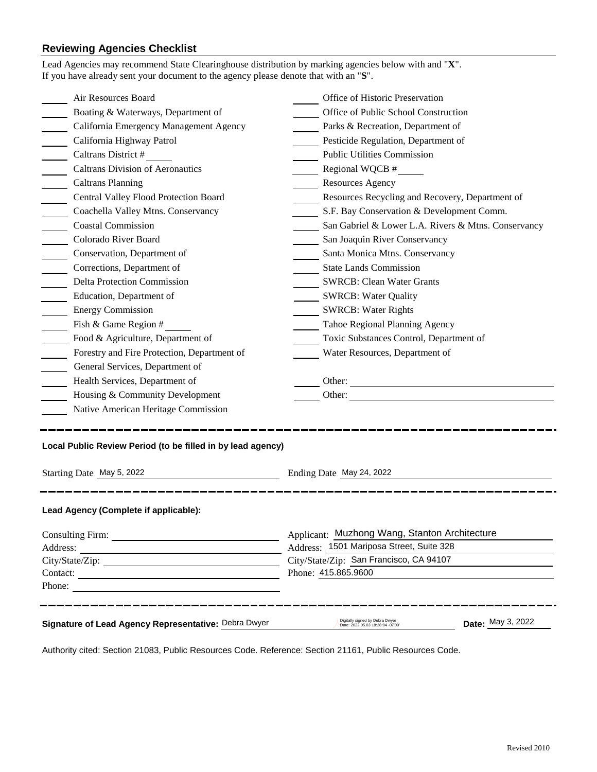## Reviewing Agencies Checklist

Lead Agencies may recommend State Clearinghouse distribution by marking agencies below with and "**X**".
If you have already sent your document to the agency please denote that with an "**S**".

_____ Air Resources Board
_____ Boating & Waterways, Department of
_____ California Emergency Management Agency
_____ California Highway Patrol
_____ Caltrans District # _____
_____ Caltrans Division of Aeronautics
_____ Caltrans Planning
_____ Central Valley Flood Protection Board
_____ Coachella Valley Mtns. Conservancy
_____ Coastal Commission
_____ Colorado River Board
_____ Conservation, Department of
_____ Corrections, Department of
_____ Delta Protection Commission
_____ Education, Department of
_____ Energy Commission
_____ Fish & Game Region # _____
_____ Food & Agriculture, Department of
_____ Forestry and Fire Protection, Department of
_____ General Services, Department of
_____ Health Services, Department of
_____ Housing & Community Development
_____ Native American Heritage Commission
_____ Office of Historic Preservation
_____ Office of Public School Construction
_____ Parks & Recreation, Department of
_____ Pesticide Regulation, Department of
_____ Public Utilities Commission
_____ Regional WQCB # _____
_____ Resources Agency
_____ Resources Recycling and Recovery, Department of
_____ S.F. Bay Conservation & Development Comm.
_____ San Gabriel & Lower L.A. Rivers & Mtns. Conservancy
_____ San Joaquin River Conservancy
_____ Santa Monica Mtns. Conservancy
_____ State Lands Commission
_____ SWRCB: Clean Water Grants
_____ SWRCB: Water Quality
_____ SWRCB: Water Rights
_____ Tahoe Regional Planning Agency
_____ Toxic Substances Control, Department of
_____ Water Resources, Department of
_____ Other: _____
_____ Other: _____

---

**Local Public Review Period (to be filled in by lead agency)**

Starting Date May 5, 2022

Ending Date May 24, 2022

---

**Lead Agency (Complete if applicable):**

Consulting Firm:
Address:
City/State/Zip:
Contact:
Phone:

Applicant: Muzhong Wang, Stanton Architecture
Address: 1501 Mariposa Street, Suite 328
City/State/Zip: San Francisco, CA 94107
Phone: 415.865.9600

---

**Signature of Lead Agency Representative:** Debra Dwyer Digitally signed by Debra Dwyer Date: 2022.05.03 18:28:04 -07'00' **Date:** May 3, 2022

Authority cited: Section 21083, Public Resources Code. Reference: Section 21161, Public Resources Code.

Revised 2010